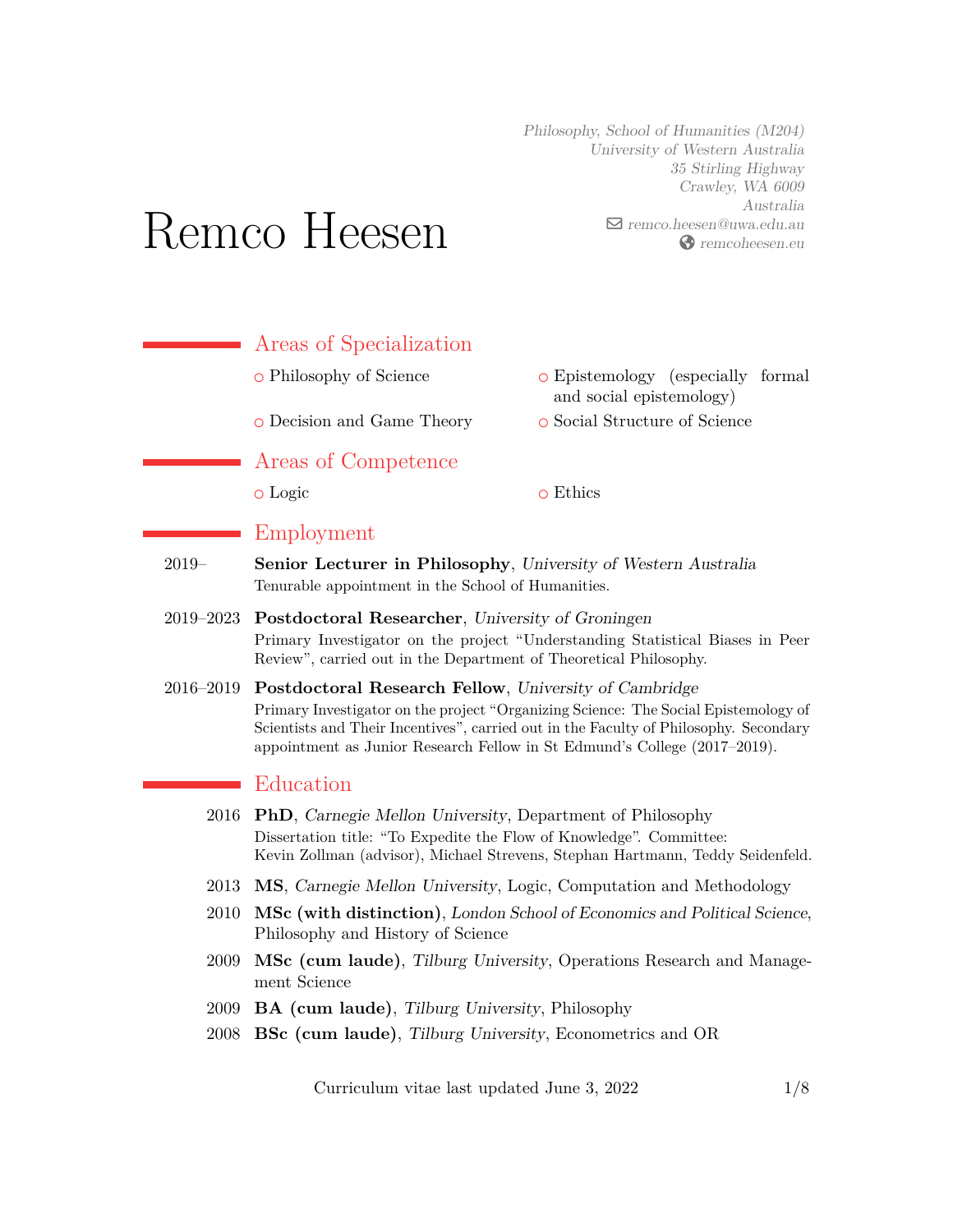# Remco Heesen

*Philosophy, School of Humanities (M204)*
*University of Western Australia*
*35 Stirling Highway*
*Crawley, WA 6009*
*Australia*
*remco.heesen@uwa.edu.au*
*remcoheesen.eu*

## Areas of Specialization

- Philosophy of Science
- Epistemology (especially formal and social epistemology)
- Decision and Game Theory
- Social Structure of Science

## Areas of Competence

- Logic
- Ethics

## Employment

**2019–** **Senior Lecturer in Philosophy**, *University of Western Australia*
Tenurable appointment in the School of Humanities.

**2019–2023** **Postdoctoral Researcher**, *University of Groningen*
Primary Investigator on the project "Understanding Statistical Biases in Peer Review", carried out in the Department of Theoretical Philosophy.

**2016–2019** **Postdoctoral Research Fellow**, *University of Cambridge*
Primary Investigator on the project "Organizing Science: The Social Epistemology of Scientists and Their Incentives", carried out in the Faculty of Philosophy. Secondary appointment as Junior Research Fellow in St Edmund's College (2017–2019).

## Education

**2016** **PhD**, *Carnegie Mellon University*, Department of Philosophy
Dissertation title: "To Expedite the Flow of Knowledge". Committee:
Kevin Zollman (advisor), Michael Strevens, Stephan Hartmann, Teddy Seidenfeld.

**2013** **MS**, *Carnegie Mellon University*, Logic, Computation and Methodology

**2010** **MSc (with distinction)**, *London School of Economics and Political Science*, Philosophy and History of Science

**2009** **MSc (cum laude)**, *Tilburg University*, Operations Research and Management Science

**2009** **BA (cum laude)**, *Tilburg University*, Philosophy

**2008** **BSc (cum laude)**, *Tilburg University*, Econometrics and OR

Curriculum vitae last updated June 3, 2022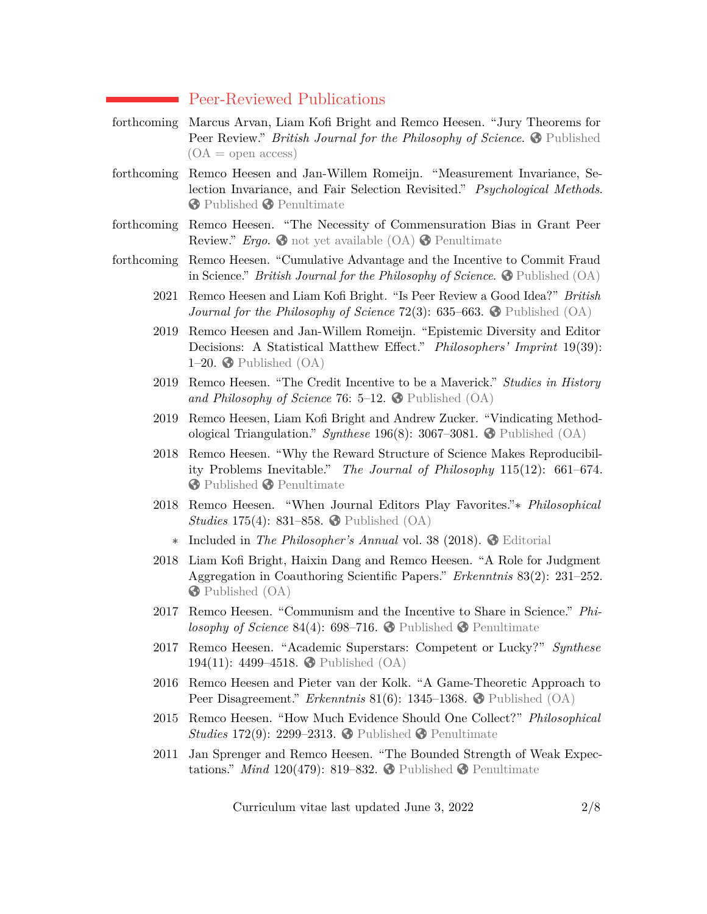## Peer-Reviewed Publications

- forthcoming — Marcus Arvan, Liam Kofi Bright and Remco Heesen. "Jury Theorems for Peer Review." *British Journal for the Philosophy of Science*. Published (OA = open access)
- forthcoming — Remco Heesen and Jan-Willem Romeijn. "Measurement Invariance, Selection Invariance, and Fair Selection Revisited." *Psychological Methods*. Published Penultimate
- forthcoming — Remco Heesen. "The Necessity of Commensuration Bias in Grant Peer Review." *Ergo*. not yet available (OA) Penultimate
- forthcoming — Remco Heesen. "Cumulative Advantage and the Incentive to Commit Fraud in Science." *British Journal for the Philosophy of Science*. Published (OA)
- 2021 — Remco Heesen and Liam Kofi Bright. "Is Peer Review a Good Idea?" *British Journal for the Philosophy of Science* 72(3): 635–663. Published (OA)
- 2019 — Remco Heesen and Jan-Willem Romeijn. "Epistemic Diversity and Editor Decisions: A Statistical Matthew Effect." *Philosophers' Imprint* 19(39): 1–20. Published (OA)
- 2019 — Remco Heesen. "The Credit Incentive to be a Maverick." *Studies in History and Philosophy of Science* 76: 5–12. Published (OA)
- 2019 — Remco Heesen, Liam Kofi Bright and Andrew Zucker. "Vindicating Methodological Triangulation." *Synthese* 196(8): 3067–3081. Published (OA)
- 2018 — Remco Heesen. "Why the Reward Structure of Science Makes Reproducibility Problems Inevitable." *The Journal of Philosophy* 115(12): 661–674. Published Penultimate
- 2018 — Remco Heesen. "When Journal Editors Play Favorites."∗ *Philosophical Studies* 175(4): 831–858. Published (OA)
  - ∗ Included in *The Philosopher's Annual* vol. 38 (2018). Editorial
- 2018 — Liam Kofi Bright, Haixin Dang and Remco Heesen. "A Role for Judgment Aggregation in Coauthoring Scientific Papers." *Erkenntnis* 83(2): 231–252. Published (OA)
- 2017 — Remco Heesen. "Communism and the Incentive to Share in Science." *Philosophy of Science* 84(4): 698–716. Published Penultimate
- 2017 — Remco Heesen. "Academic Superstars: Competent or Lucky?" *Synthese* 194(11): 4499–4518. Published (OA)
- 2016 — Remco Heesen and Pieter van der Kolk. "A Game-Theoretic Approach to Peer Disagreement." *Erkenntnis* 81(6): 1345–1368. Published (OA)
- 2015 — Remco Heesen. "How Much Evidence Should One Collect?" *Philosophical Studies* 172(9): 2299–2313. Published Penultimate
- 2011 — Jan Sprenger and Remco Heesen. "The Bounded Strength of Weak Expectations." *Mind* 120(479): 819–832. Published Penultimate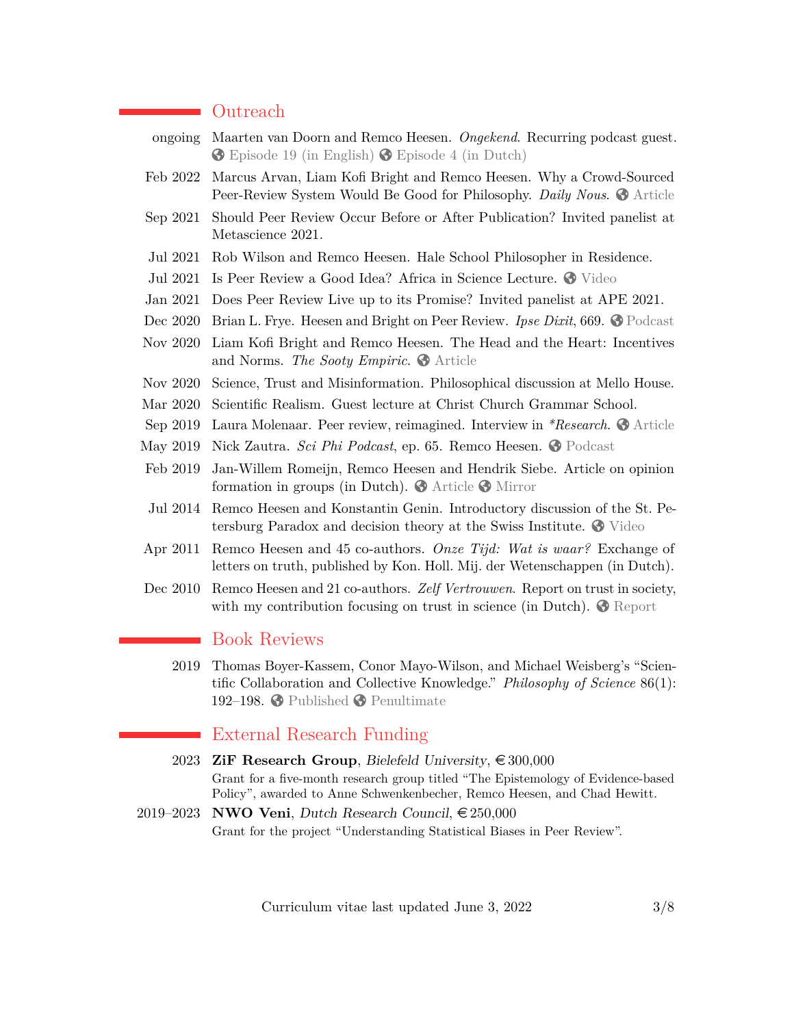## Outreach

- **ongoing** — Maarten van Doorn and Remco Heesen. *Ongekend*. Recurring podcast guest. Episode 19 (in English) Episode 4 (in Dutch)
- **Feb 2022** — Marcus Arvan, Liam Kofi Bright and Remco Heesen. Why a Crowd-Sourced Peer-Review System Would Be Good for Philosophy. *Daily Nous*. Article
- **Sep 2021** — Should Peer Review Occur Before or After Publication? Invited panelist at Metascience 2021.
- **Jul 2021** — Rob Wilson and Remco Heesen. Hale School Philosopher in Residence.
- **Jul 2021** — Is Peer Review a Good Idea? Africa in Science Lecture. Video
- **Jan 2021** — Does Peer Review Live up to its Promise? Invited panelist at APE 2021.
- **Dec 2020** — Brian L. Frye. Heesen and Bright on Peer Review. *Ipse Dixit*, 669. Podcast
- **Nov 2020** — Liam Kofi Bright and Remco Heesen. The Head and the Heart: Incentives and Norms. *The Sooty Empiric*. Article
- **Nov 2020** — Science, Trust and Misinformation. Philosophical discussion at Mello House.
- **Mar 2020** — Scientific Realism. Guest lecture at Christ Church Grammar School.
- **Sep 2019** — Laura Molenaar. Peer review, reimagined. Interview in *\*Research*. Article
- **May 2019** — Nick Zautra. *Sci Phi Podcast*, ep. 65. Remco Heesen. Podcast
- **Feb 2019** — Jan-Willem Romeijn, Remco Heesen and Hendrik Siebe. Article on opinion formation in groups (in Dutch). Article Mirror
- **Jul 2014** — Remco Heesen and Konstantin Genin. Introductory discussion of the St. Petersburg Paradox and decision theory at the Swiss Institute. Video
- **Apr 2011** — Remco Heesen and 45 co-authors. *Onze Tijd: Wat is waar?* Exchange of letters on truth, published by Kon. Holl. Mij. der Wetenschappen (in Dutch).
- **Dec 2010** — Remco Heesen and 21 co-authors. *Zelf Vertrouwen*. Report on trust in society, with my contribution focusing on trust in science (in Dutch). Report

## Book Reviews

- **2019** — Thomas Boyer-Kassem, Conor Mayo-Wilson, and Michael Weisberg's "Scientific Collaboration and Collective Knowledge." *Philosophy of Science* 86(1): 192–198. Published Penultimate

## External Research Funding

- **2023** — **ZiF Research Group**, *Bielefeld University*, €300,000
  Grant for a five-month research group titled "The Epistemology of Evidence-based Policy", awarded to Anne Schwenkenbecher, Remco Heesen, and Chad Hewitt.
- **2019–2023** — **NWO Veni**, *Dutch Research Council*, €250,000
  Grant for the project "Understanding Statistical Biases in Peer Review".

Curriculum vitae last updated June 3, 2022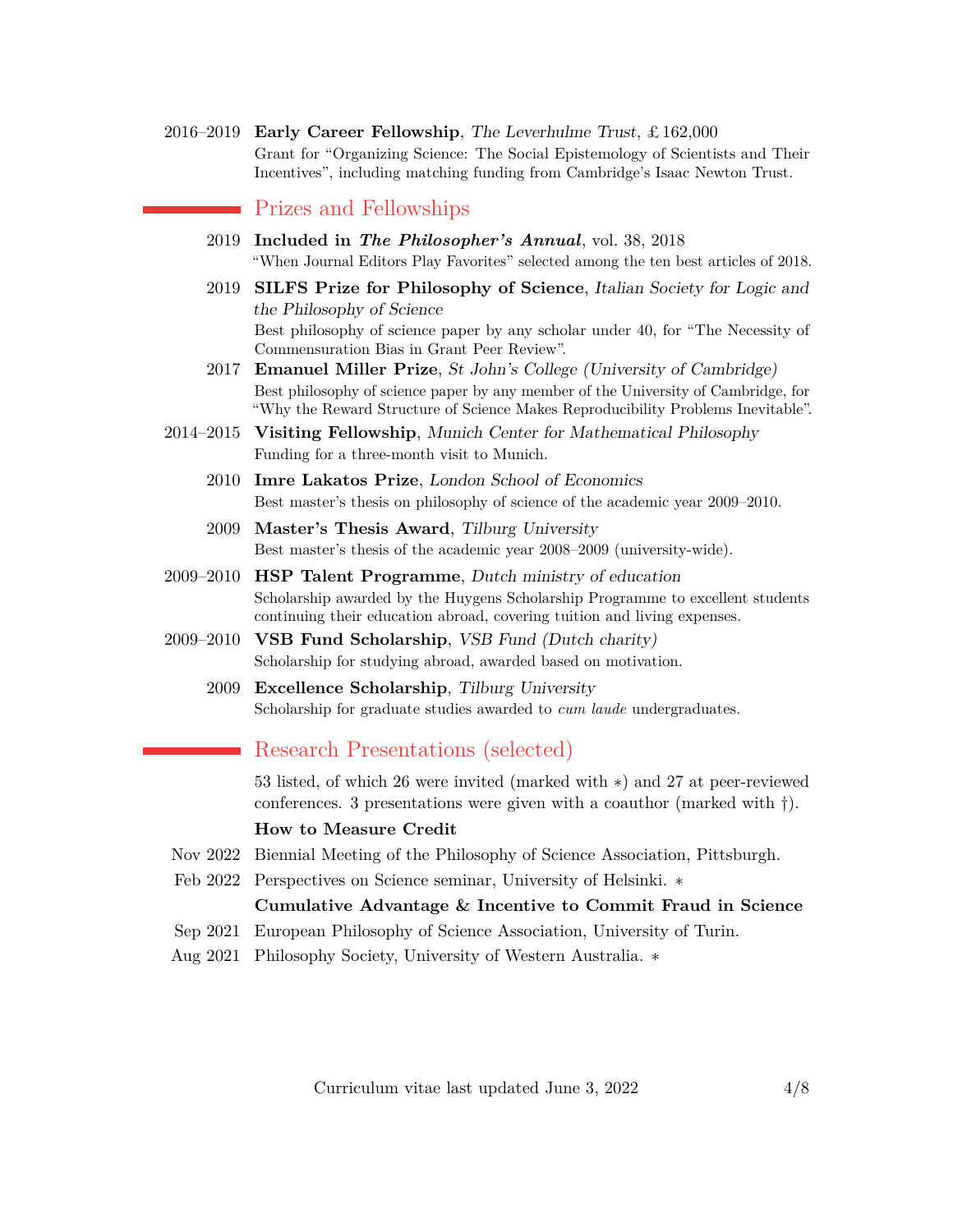2016–2019 **Early Career Fellowship**, *The Leverhulme Trust*, £162,000
Grant for "Organizing Science: The Social Epistemology of Scientists and Their Incentives", including matching funding from Cambridge's Isaac Newton Trust.

## Prizes and Fellowships

2019 **Included in *The Philosopher's Annual***, vol. 38, 2018
"When Journal Editors Play Favorites" selected among the ten best articles of 2018.

2019 **SILFS Prize for Philosophy of Science**, *Italian Society for Logic and the Philosophy of Science*
Best philosophy of science paper by any scholar under 40, for "The Necessity of Commensuration Bias in Grant Peer Review".

2017 **Emanuel Miller Prize**, *St John's College (University of Cambridge)*
Best philosophy of science paper by any member of the University of Cambridge, for "Why the Reward Structure of Science Makes Reproducibility Problems Inevitable".

2014–2015 **Visiting Fellowship**, *Munich Center for Mathematical Philosophy*
Funding for a three-month visit to Munich.

2010 **Imre Lakatos Prize**, *London School of Economics*
Best master's thesis on philosophy of science of the academic year 2009–2010.

2009 **Master's Thesis Award**, *Tilburg University*
Best master's thesis of the academic year 2008–2009 (university-wide).

2009–2010 **HSP Talent Programme**, *Dutch ministry of education*
Scholarship awarded by the Huygens Scholarship Programme to excellent students continuing their education abroad, covering tuition and living expenses.

2009–2010 **VSB Fund Scholarship**, *VSB Fund (Dutch charity)*
Scholarship for studying abroad, awarded based on motivation.

2009 **Excellence Scholarship**, *Tilburg University*
Scholarship for graduate studies awarded to *cum laude* undergraduates.

## Research Presentations (selected)

53 listed, of which 26 were invited (marked with ∗) and 27 at peer-reviewed conferences. 3 presentations were given with a coauthor (marked with †).

**How to Measure Credit**

Nov 2022 Biennial Meeting of the Philosophy of Science Association, Pittsburgh.

Feb 2022 Perspectives on Science seminar, University of Helsinki. ∗

**Cumulative Advantage & Incentive to Commit Fraud in Science**

Sep 2021 European Philosophy of Science Association, University of Turin.

Aug 2021 Philosophy Society, University of Western Australia. ∗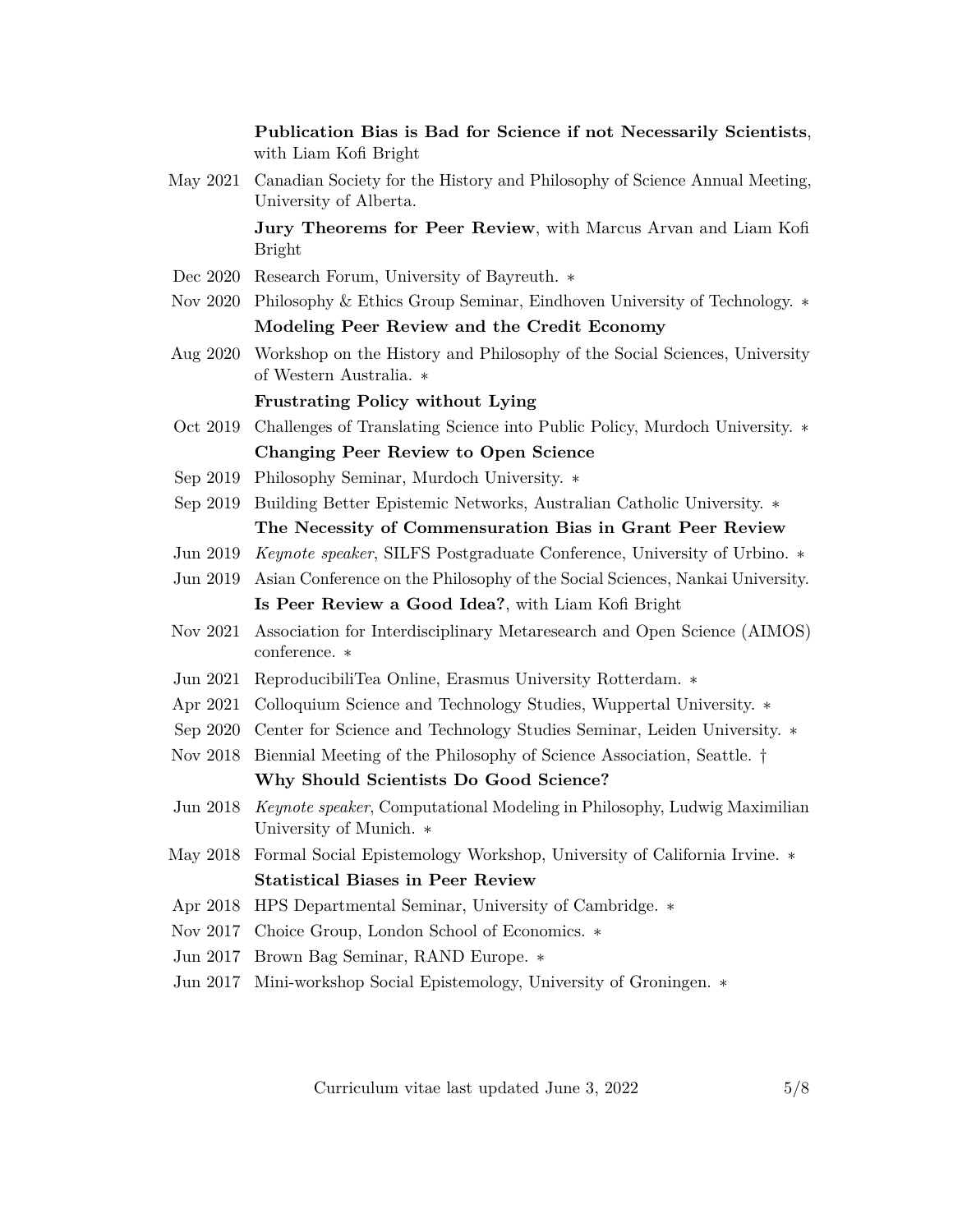**Publication Bias is Bad for Science if not Necessarily Scientists**, with Liam Kofi Bright

- May 2021 Canadian Society for the History and Philosophy of Science Annual Meeting, University of Alberta.

**Jury Theorems for Peer Review**, with Marcus Arvan and Liam Kofi Bright

- Dec 2020 Research Forum, University of Bayreuth. ∗
- Nov 2020 Philosophy & Ethics Group Seminar, Eindhoven University of Technology. ∗

**Modeling Peer Review and the Credit Economy**

- Aug 2020 Workshop on the History and Philosophy of the Social Sciences, University of Western Australia. ∗

**Frustrating Policy without Lying**

- Oct 2019 Challenges of Translating Science into Public Policy, Murdoch University. ∗

**Changing Peer Review to Open Science**

- Sep 2019 Philosophy Seminar, Murdoch University. ∗
- Sep 2019 Building Better Epistemic Networks, Australian Catholic University. ∗

**The Necessity of Commensuration Bias in Grant Peer Review**

- Jun 2019 *Keynote speaker*, SILFS Postgraduate Conference, University of Urbino. ∗
- Jun 2019 Asian Conference on the Philosophy of the Social Sciences, Nankai University.

**Is Peer Review a Good Idea?**, with Liam Kofi Bright

- Nov 2021 Association for Interdisciplinary Metaresearch and Open Science (AIMOS) conference. ∗
- Jun 2021 ReproducibiliTea Online, Erasmus University Rotterdam. ∗
- Apr 2021 Colloquium Science and Technology Studies, Wuppertal University. ∗
- Sep 2020 Center for Science and Technology Studies Seminar, Leiden University. ∗
- Nov 2018 Biennial Meeting of the Philosophy of Science Association, Seattle. †

**Why Should Scientists Do Good Science?**

- Jun 2018 *Keynote speaker*, Computational Modeling in Philosophy, Ludwig Maximilian University of Munich. ∗
- May 2018 Formal Social Epistemology Workshop, University of California Irvine. ∗

**Statistical Biases in Peer Review**

- Apr 2018 HPS Departmental Seminar, University of Cambridge. ∗
- Nov 2017 Choice Group, London School of Economics. ∗
- Jun 2017 Brown Bag Seminar, RAND Europe. ∗
- Jun 2017 Mini-workshop Social Epistemology, University of Groningen. ∗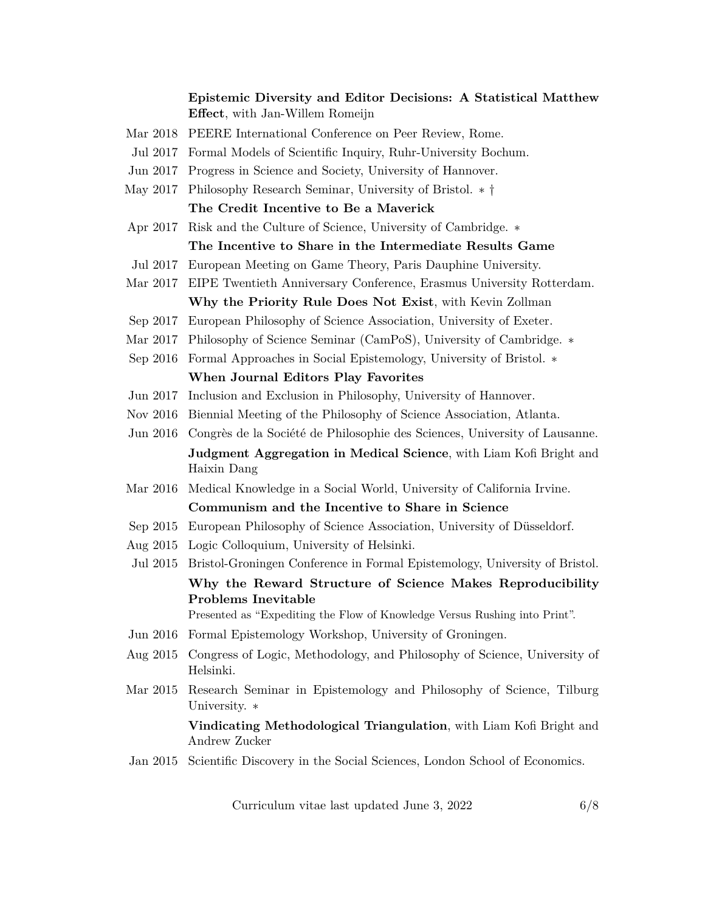**Epistemic Diversity and Editor Decisions: A Statistical Matthew Effect**, with Jan-Willem Romeijn

Mar 2018 PEERE International Conference on Peer Review, Rome.

Jul 2017 Formal Models of Scientific Inquiry, Ruhr-University Bochum.

Jun 2017 Progress in Science and Society, University of Hannover.

May 2017 Philosophy Research Seminar, University of Bristol. ∗ †

**The Credit Incentive to Be a Maverick**

Apr 2017 Risk and the Culture of Science, University of Cambridge. ∗

**The Incentive to Share in the Intermediate Results Game**

Jul 2017 European Meeting on Game Theory, Paris Dauphine University.

Mar 2017 EIPE Twentieth Anniversary Conference, Erasmus University Rotterdam.

**Why the Priority Rule Does Not Exist**, with Kevin Zollman

Sep 2017 European Philosophy of Science Association, University of Exeter.

Mar 2017 Philosophy of Science Seminar (CamPoS), University of Cambridge. ∗

Sep 2016 Formal Approaches in Social Epistemology, University of Bristol. ∗

**When Journal Editors Play Favorites**

Jun 2017 Inclusion and Exclusion in Philosophy, University of Hannover.

Nov 2016 Biennial Meeting of the Philosophy of Science Association, Atlanta.

Jun 2016 Congrès de la Société de Philosophie des Sciences, University of Lausanne.

**Judgment Aggregation in Medical Science**, with Liam Kofi Bright and Haixin Dang

Mar 2016 Medical Knowledge in a Social World, University of California Irvine.

**Communism and the Incentive to Share in Science**

Sep 2015 European Philosophy of Science Association, University of Düsseldorf.

Aug 2015 Logic Colloquium, University of Helsinki.

Jul 2015 Bristol-Groningen Conference in Formal Epistemology, University of Bristol.

**Why the Reward Structure of Science Makes Reproducibility Problems Inevitable**
Presented as "Expediting the Flow of Knowledge Versus Rushing into Print".

Jun 2016 Formal Epistemology Workshop, University of Groningen.

Aug 2015 Congress of Logic, Methodology, and Philosophy of Science, University of Helsinki.

Mar 2015 Research Seminar in Epistemology and Philosophy of Science, Tilburg University. ∗

**Vindicating Methodological Triangulation**, with Liam Kofi Bright and Andrew Zucker

Jan 2015 Scientific Discovery in the Social Sciences, London School of Economics.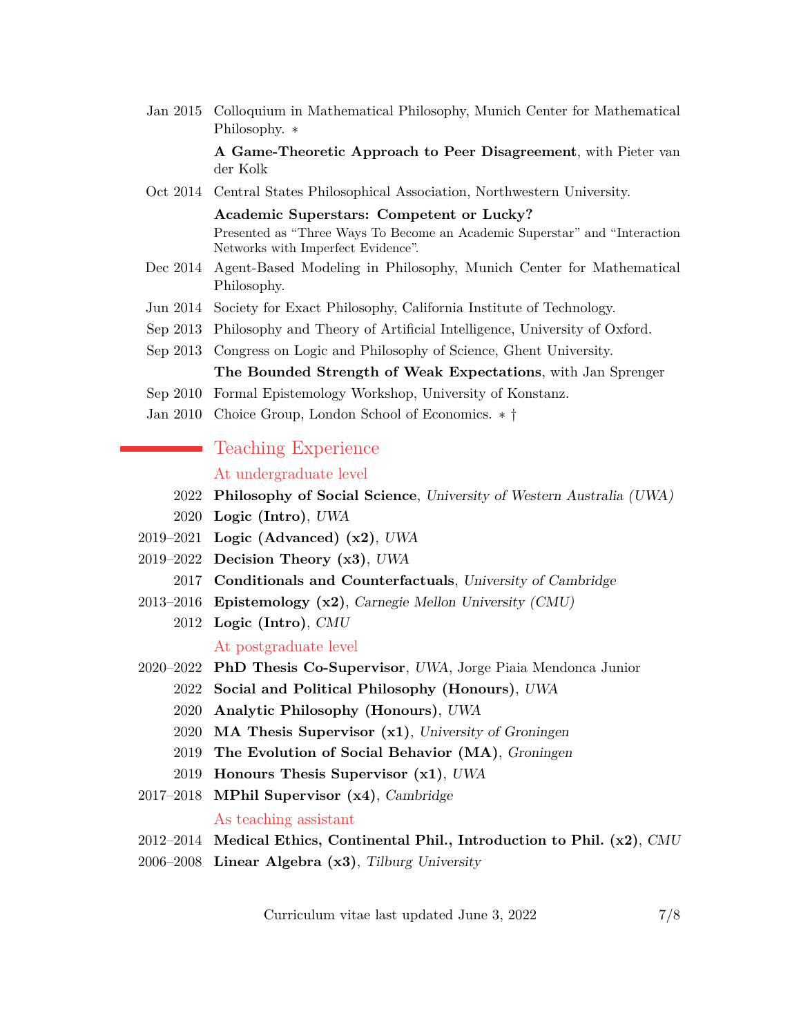Jan 2015 Colloquium in Mathematical Philosophy, Munich Center for Mathematical Philosophy. ∗

**A Game-Theoretic Approach to Peer Disagreement**, with Pieter van der Kolk

Oct 2014 Central States Philosophical Association, Northwestern University.

**Academic Superstars: Competent or Lucky?**
Presented as "Three Ways To Become an Academic Superstar" and "Interaction Networks with Imperfect Evidence".

Dec 2014 Agent-Based Modeling in Philosophy, Munich Center for Mathematical Philosophy.

Jun 2014 Society for Exact Philosophy, California Institute of Technology.

Sep 2013 Philosophy and Theory of Artificial Intelligence, University of Oxford.

Sep 2013 Congress on Logic and Philosophy of Science, Ghent University.

**The Bounded Strength of Weak Expectations**, with Jan Sprenger

Sep 2010 Formal Epistemology Workshop, University of Konstanz.

Jan 2010 Choice Group, London School of Economics. ∗ †

## Teaching Experience

### At undergraduate level

2022 **Philosophy of Social Science**, *University of Western Australia (UWA)*

2020 **Logic (Intro)**, *UWA*

2019–2021 **Logic (Advanced) (x2)**, *UWA*

2019–2022 **Decision Theory (x3)**, *UWA*

2017 **Conditionals and Counterfactuals**, *University of Cambridge*

2013–2016 **Epistemology (x2)**, *Carnegie Mellon University (CMU)*

2012 **Logic (Intro)**, *CMU*

### At postgraduate level

2020–2022 **PhD Thesis Co-Supervisor**, *UWA*, Jorge Piaia Mendonca Junior

2022 **Social and Political Philosophy (Honours)**, *UWA*

2020 **Analytic Philosophy (Honours)**, *UWA*

2020 **MA Thesis Supervisor (x1)**, *University of Groningen*

2019 **The Evolution of Social Behavior (MA)**, *Groningen*

2019 **Honours Thesis Supervisor (x1)**, *UWA*

2017–2018 **MPhil Supervisor (x4)**, *Cambridge*

### As teaching assistant

2012–2014 **Medical Ethics, Continental Phil., Introduction to Phil. (x2)**, *CMU*

2006–2008 **Linear Algebra (x3)**, *Tilburg University*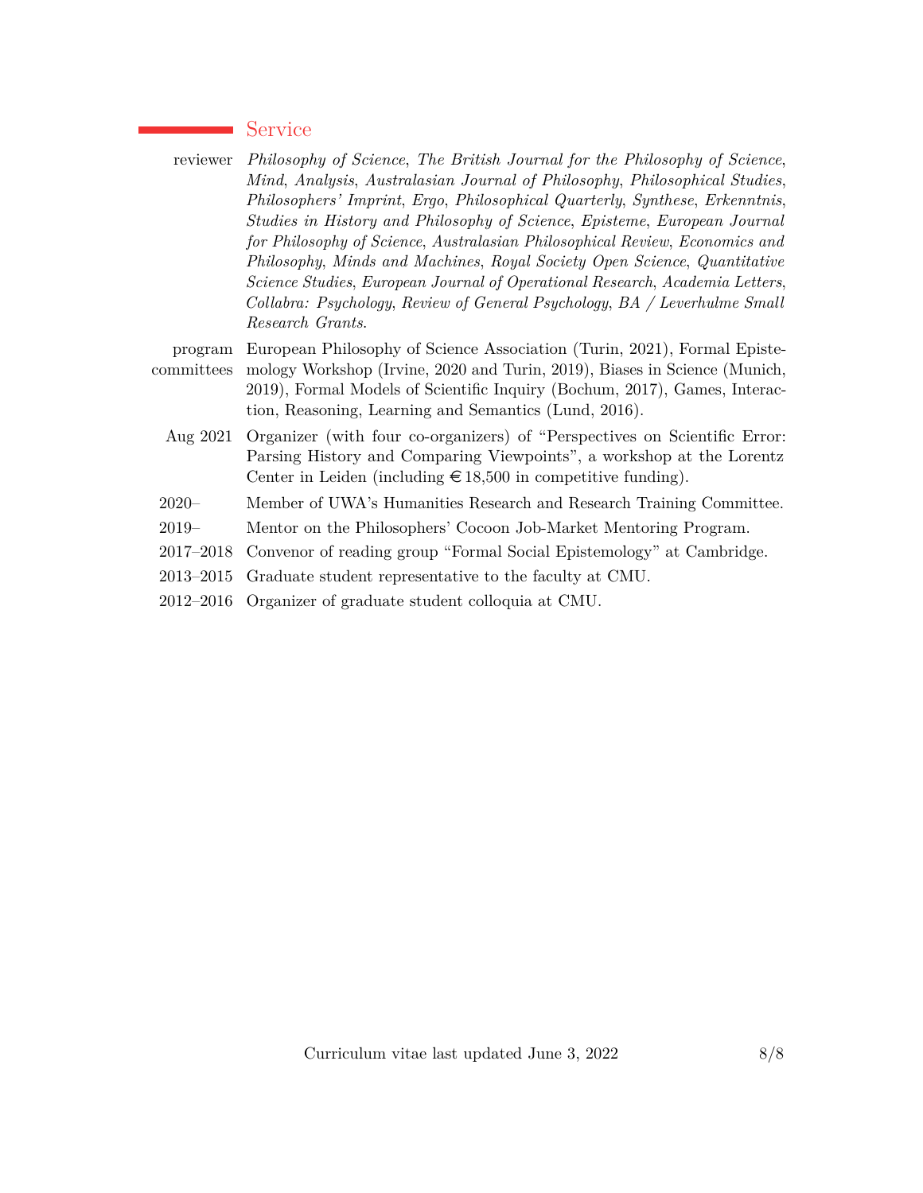## Service

**reviewer** *Philosophy of Science*, *The British Journal for the Philosophy of Science*, *Mind*, *Analysis*, *Australasian Journal of Philosophy*, *Philosophical Studies*, *Philosophers' Imprint*, *Ergo*, *Philosophical Quarterly*, *Synthese*, *Erkenntnis*, *Studies in History and Philosophy of Science*, *Episteme*, *European Journal for Philosophy of Science*, *Australasian Philosophical Review*, *Economics and Philosophy*, *Minds and Machines*, *Royal Society Open Science*, *Quantitative Science Studies*, *European Journal of Operational Research*, *Academia Letters*, *Collabra: Psychology*, *Review of General Psychology*, *BA / Leverhulme Small Research Grants*.

**program committees** European Philosophy of Science Association (Turin, 2021), Formal Epistemology Workshop (Irvine, 2020 and Turin, 2019), Biases in Science (Munich, 2019), Formal Models of Scientific Inquiry (Bochum, 2017), Games, Interaction, Reasoning, Learning and Semantics (Lund, 2016).

**Aug 2021** Organizer (with four co-organizers) of "Perspectives on Scientific Error: Parsing History and Comparing Viewpoints", a workshop at the Lorentz Center in Leiden (including €18,500 in competitive funding).

**2020–** Member of UWA's Humanities Research and Research Training Committee.

**2019–** Mentor on the Philosophers' Cocoon Job-Market Mentoring Program.

**2017–2018** Convenor of reading group "Formal Social Epistemology" at Cambridge.

**2013–2015** Graduate student representative to the faculty at CMU.

**2012–2016** Organizer of graduate student colloquia at CMU.

Curriculum vitae last updated June 3, 2022